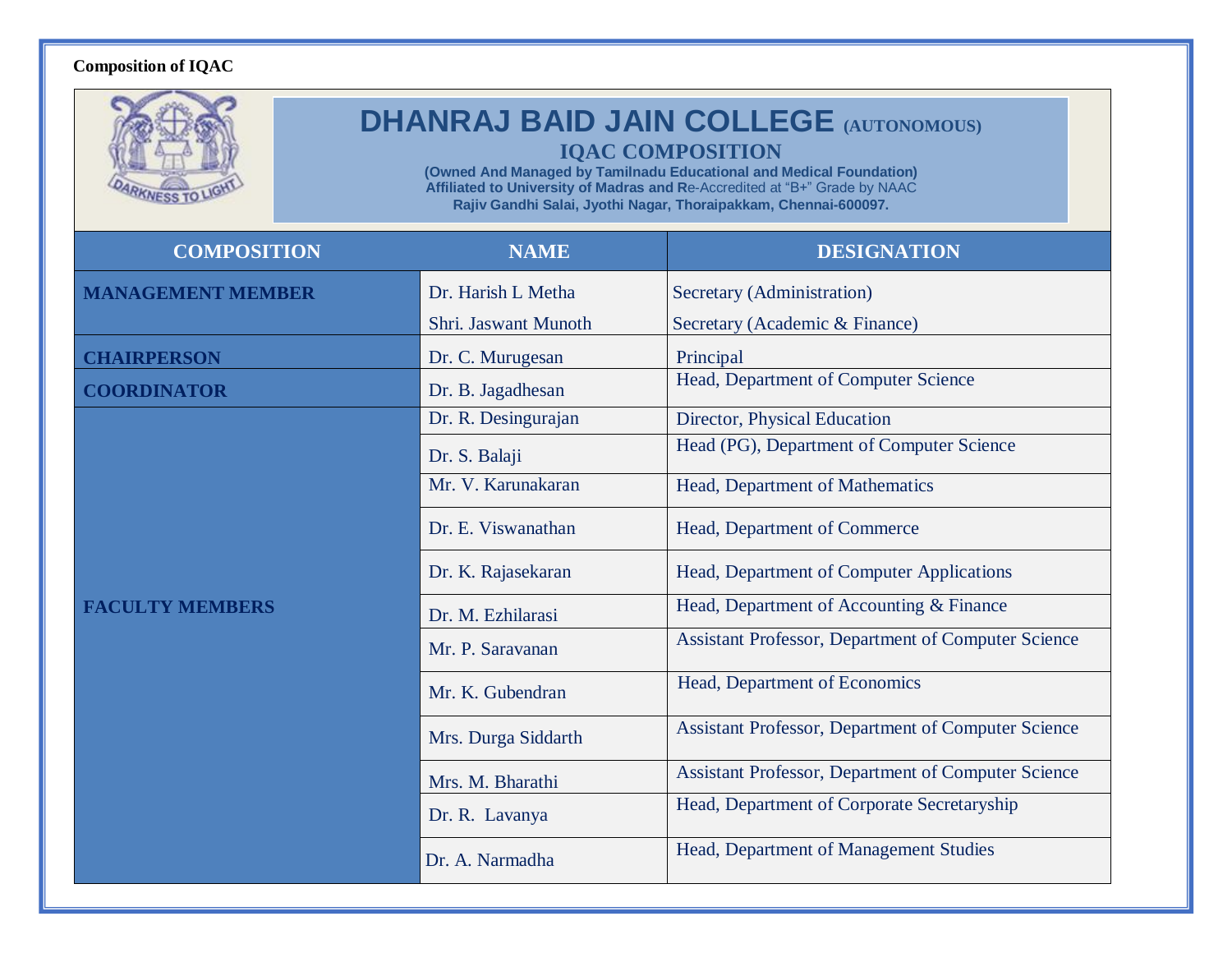**Composition of IQAC**

# DHANRAJ BAID JAIN COLLEGE (AUTONOMOUS)

## IQAC COMPOSITION

**(Owned And Managed by Tamilnadu Educational and Medical Foundation)**
**Affiliated to University of Madras and Re-Accredited at "B+" Grade by NAAC**
**Rajiv Gandhi Salai, Jyothi Nagar, Thoraipakkam, Chennai-600097.**

| COMPOSITION | NAME | DESIGNATION |
|---|---|---|
| **MANAGEMENT MEMBER** | Dr. Harish L Metha | Secretary (Administration) |
| | Shri. Jaswant Munoth | Secretary (Academic & Finance) |
| **CHAIRPERSON** | Dr. C. Murugesan | Principal |
| **COORDINATOR** | Dr. B. Jagadhesan | Head, Department of Computer Science |
| **FACULTY MEMBERS** | Dr. R. Desingurajan | Director, Physical Education |
| | Dr. S. Balaji | Head (PG), Department of Computer Science |
| | Mr. V. Karunakaran | Head, Department of Mathematics |
| | Dr. E. Viswanathan | Head, Department of Commerce |
| | Dr. K. Rajasekaran | Head, Department of Computer Applications |
| | Dr. M. Ezhilarasi | Head, Department of Accounting & Finance |
| | Mr. P. Saravanan | Assistant Professor, Department of Computer Science |
| | Mr. K. Gubendran | Head, Department of Economics |
| | Mrs. Durga Siddarth | Assistant Professor, Department of Computer Science |
| | Mrs. M. Bharathi | Assistant Professor, Department of Computer Science |
| | Dr. R. Lavanya | Head, Department of Corporate Secretaryship |
| | Dr. A. Narmadha | Head, Department of Management Studies |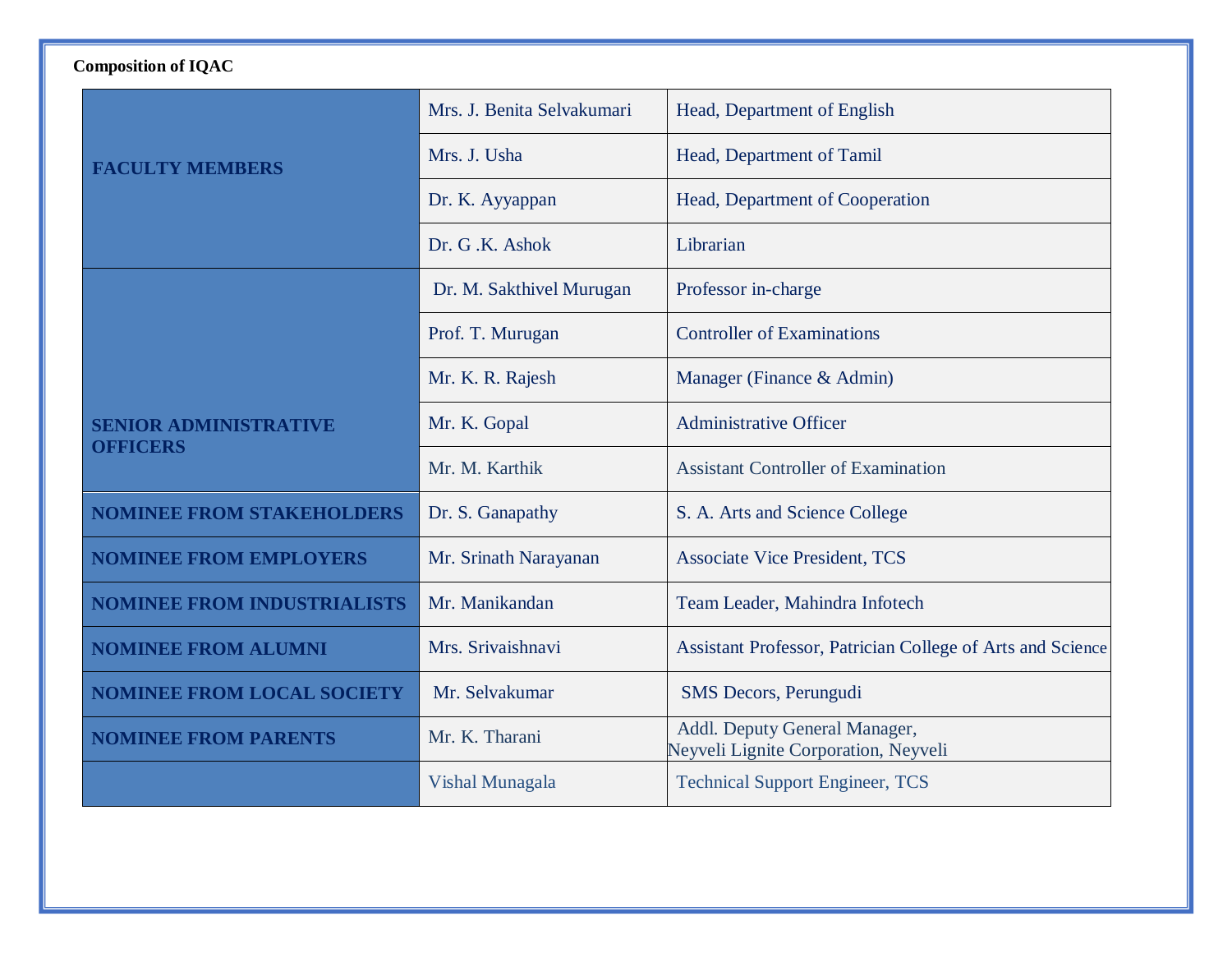**Composition of IQAC**

| | | |
|---|---|---|
| **FACULTY MEMBERS** | Mrs. J. Benita Selvakumari | Head, Department of English |
| | Mrs. J. Usha | Head, Department of Tamil |
| | Dr. K. Ayyappan | Head, Department of Cooperation |
| | Dr. G .K. Ashok | Librarian |
| **SENIOR ADMINISTRATIVE OFFICERS** | Dr. M. Sakthivel Murugan | Professor in-charge |
| | Prof. T. Murugan | Controller of Examinations |
| | Mr. K. R. Rajesh | Manager (Finance & Admin) |
| | Mr. K. Gopal | Administrative Officer |
| | Mr. M. Karthik | Assistant Controller of Examination |
| **NOMINEE FROM STAKEHOLDERS** | Dr. S. Ganapathy | S. A. Arts and Science College |
| **NOMINEE FROM EMPLOYERS** | Mr. Srinath Narayanan | Associate Vice President, TCS |
| **NOMINEE FROM INDUSTRIALISTS** | Mr. Manikandan | Team Leader, Mahindra Infotech |
| **NOMINEE FROM ALUMNI** | Mrs. Srivaishnavi | Assistant Professor, Patrician College of Arts and Science |
| **NOMINEE FROM LOCAL SOCIETY** | Mr. Selvakumar | SMS Decors, Perungudi |
| **NOMINEE FROM PARENTS** | Mr. K. Tharani | Addl. Deputy General Manager, Neyveli Lignite Corporation, Neyveli |
| | Vishal Munagala | Technical Support Engineer, TCS |